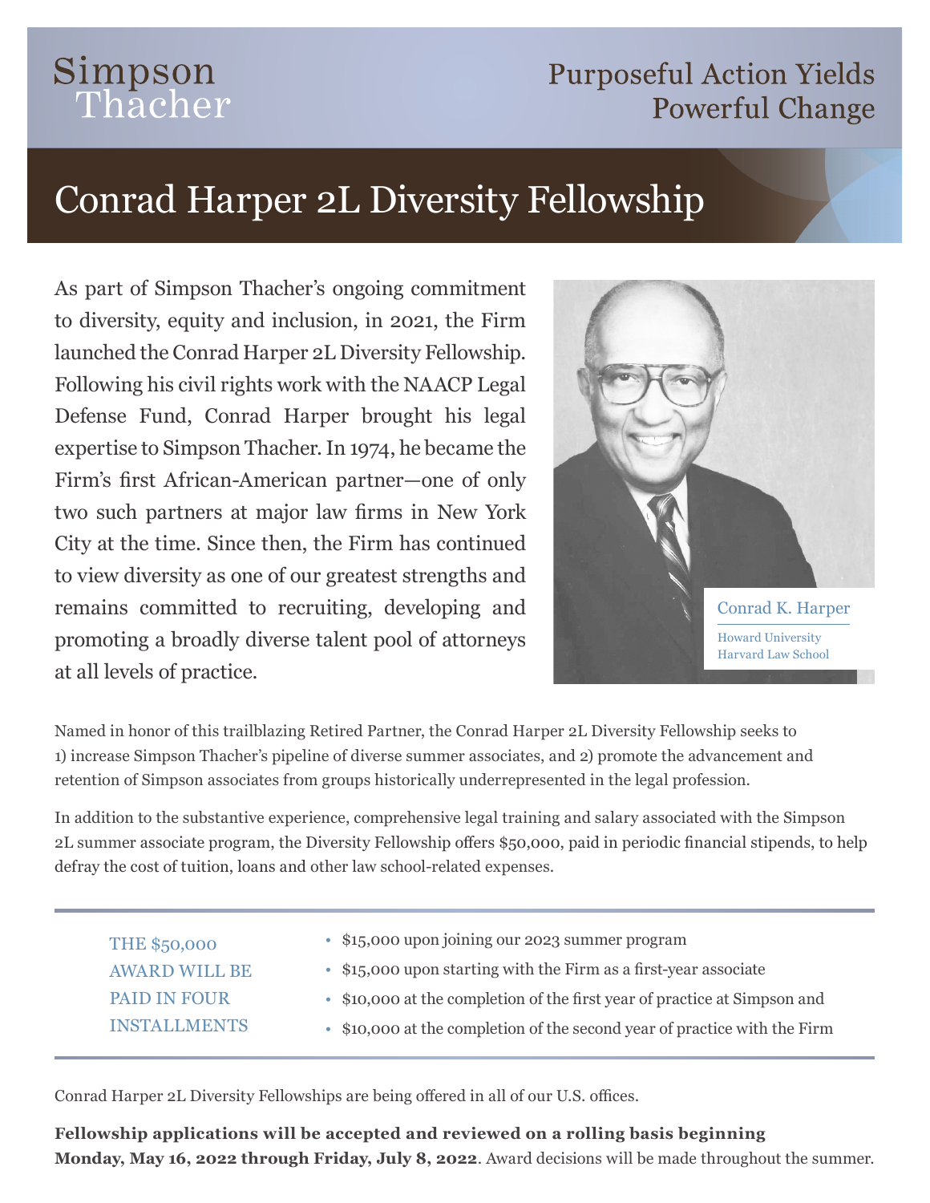Simpson Thacher

Purposeful Action Yields Powerful Change

# Conrad Harper 2L Diversity Fellowship

As part of Simpson Thacher's ongoing commitment to diversity, equity and inclusion, in 2021, the Firm launched the Conrad Harper 2L Diversity Fellowship. Following his civil rights work with the NAACP Legal Defense Fund, Conrad Harper brought his legal expertise to Simpson Thacher. In 1974, he became the Firm's first African-American partner—one of only two such partners at major law firms in New York City at the time. Since then, the Firm has continued to view diversity as one of our greatest strengths and remains committed to recruiting, developing and promoting a broadly diverse talent pool of attorneys at all levels of practice.

Conrad K. Harper
Howard University
Harvard Law School

Named in honor of this trailblazing Retired Partner, the Conrad Harper 2L Diversity Fellowship seeks to 1) increase Simpson Thacher's pipeline of diverse summer associates, and 2) promote the advancement and retention of Simpson associates from groups historically underrepresented in the legal profession.

In addition to the substantive experience, comprehensive legal training and salary associated with the Simpson 2L summer associate program, the Diversity Fellowship offers $50,000, paid in periodic financial stipends, to help defray the cost of tuition, loans and other law school-related expenses.

THE $50,000 AWARD WILL BE PAID IN FOUR INSTALLMENTS

- $15,000 upon joining our 2023 summer program
- $15,000 upon starting with the Firm as a first-year associate
- $10,000 at the completion of the first year of practice at Simpson and
- $10,000 at the completion of the second year of practice with the Firm

Conrad Harper 2L Diversity Fellowships are being offered in all of our U.S. offices.

**Fellowship applications will be accepted and reviewed on a rolling basis beginning Monday, May 16, 2022 through Friday, July 8, 2022**. Award decisions will be made throughout the summer.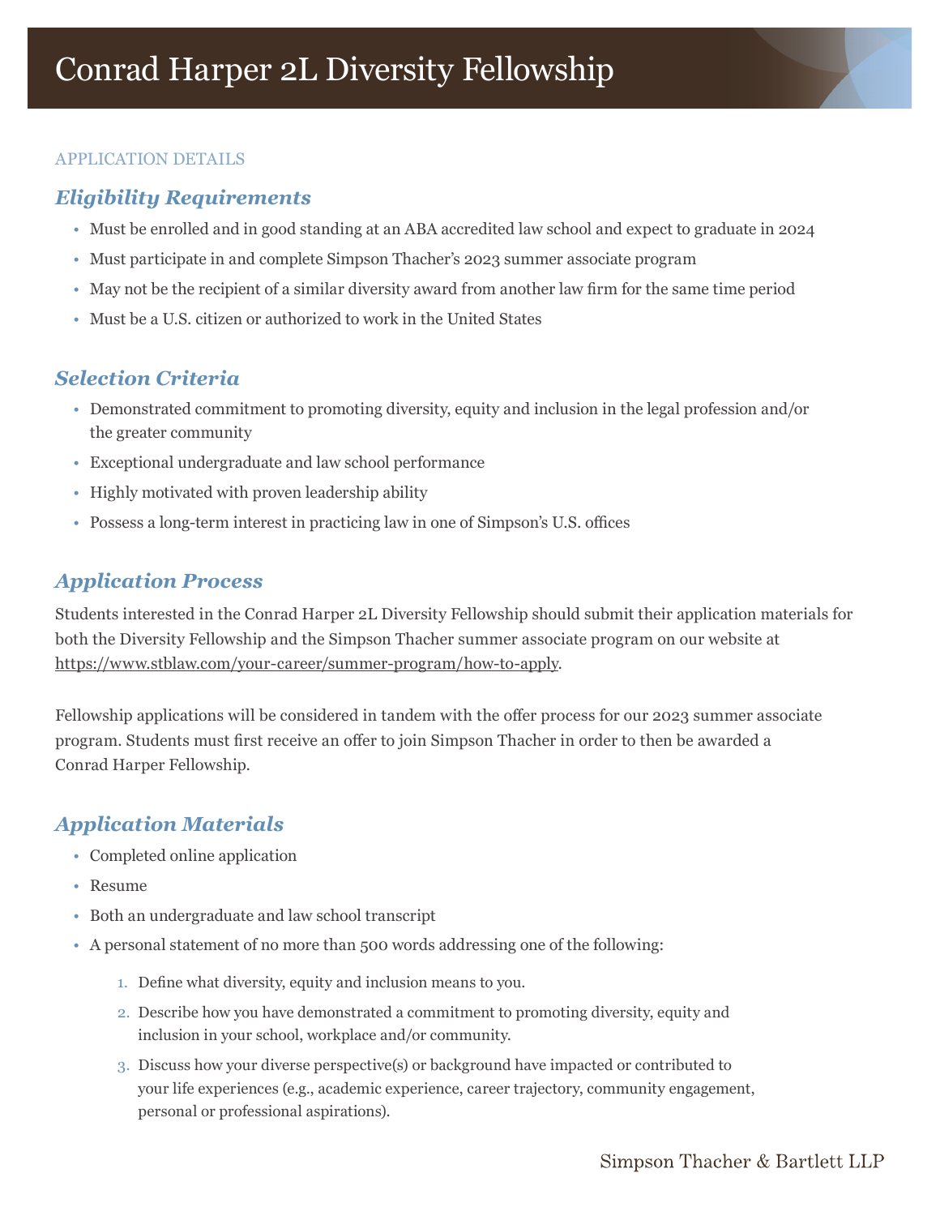# Conrad Harper 2L Diversity Fellowship

APPLICATION DETAILS

## *Eligibility Requirements*

- Must be enrolled and in good standing at an ABA accredited law school and expect to graduate in 2024
- Must participate in and complete Simpson Thacher's 2023 summer associate program
- May not be the recipient of a similar diversity award from another law firm for the same time period
- Must be a U.S. citizen or authorized to work in the United States

## *Selection Criteria*

- Demonstrated commitment to promoting diversity, equity and inclusion in the legal profession and/or the greater community
- Exceptional undergraduate and law school performance
- Highly motivated with proven leadership ability
- Possess a long-term interest in practicing law in one of Simpson's U.S. offices

## *Application Process*

Students interested in the Conrad Harper 2L Diversity Fellowship should submit their application materials for both the Diversity Fellowship and the Simpson Thacher summer associate program on our website at https://www.stblaw.com/your-career/summer-program/how-to-apply.

Fellowship applications will be considered in tandem with the offer process for our 2023 summer associate program. Students must first receive an offer to join Simpson Thacher in order to then be awarded a Conrad Harper Fellowship.

## *Application Materials*

- Completed online application
- Resume
- Both an undergraduate and law school transcript
- A personal statement of no more than 500 words addressing one of the following:
  1. Define what diversity, equity and inclusion means to you.
  2. Describe how you have demonstrated a commitment to promoting diversity, equity and inclusion in your school, workplace and/or community.
  3. Discuss how your diverse perspective(s) or background have impacted or contributed to your life experiences (e.g., academic experience, career trajectory, community engagement, personal or professional aspirations).

Simpson Thacher & Bartlett LLP